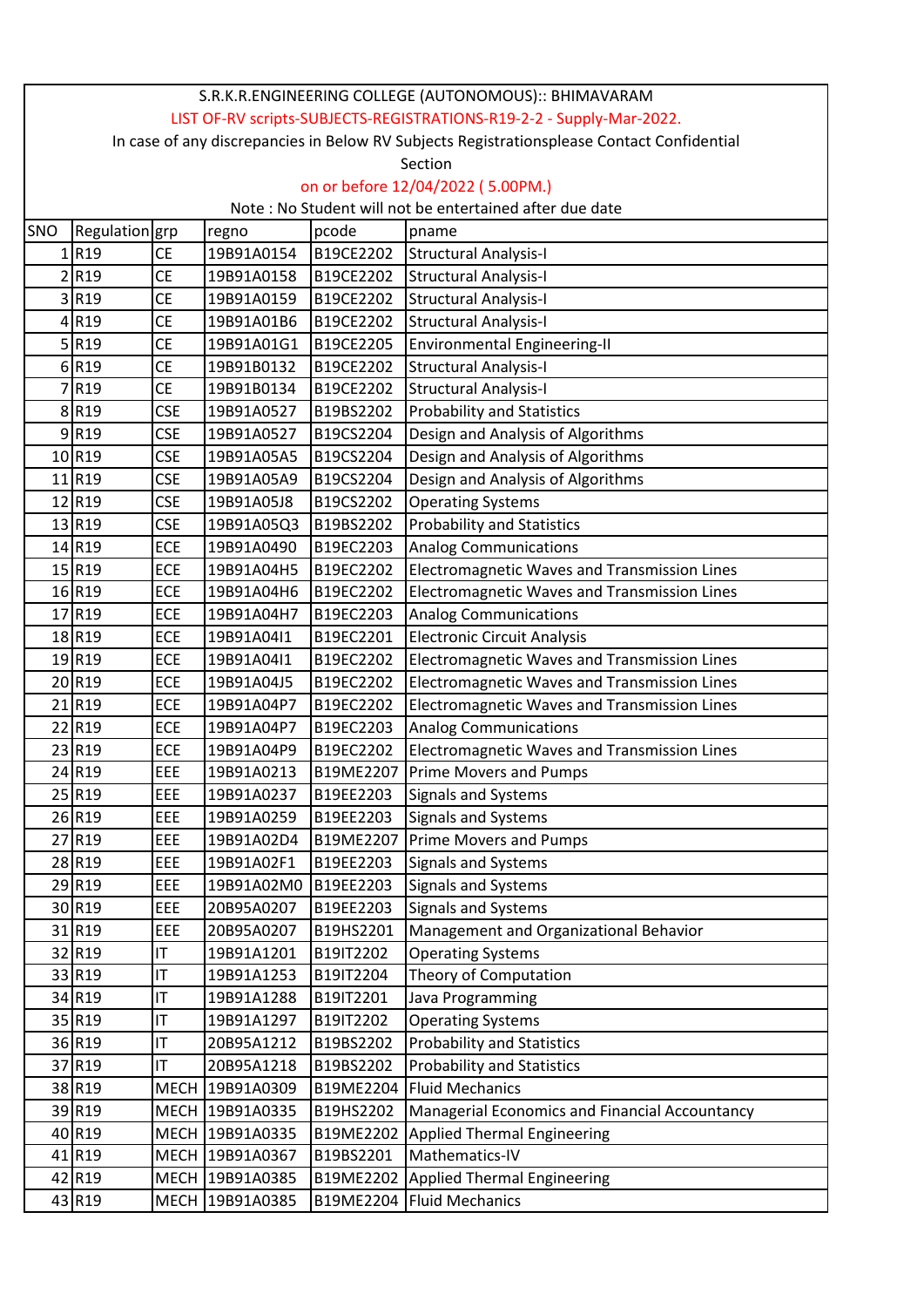S.R.K.R.ENGINEERING COLLEGE (AUTONOMOUS):: BHIMAVARAM

LIST OF-RV scripts-SUBJECTS-REGISTRATIONS-R19-2-2 - Supply-Mar-2022.

In case of any discrepancies in Below RV Subjects Registrationsplease Contact Confidential Section

on or before 12/04/2022 ( 5.00PM.)

Note : No Student will not be entertained after due date

| SNO | Regulation | grp | regno | pcode | pname |
|---|---|---|---|---|---|
| 1 | R19 | CE | 19B91A0154 | B19CE2202 | Structural Analysis-I |
| 2 | R19 | CE | 19B91A0158 | B19CE2202 | Structural Analysis-I |
| 3 | R19 | CE | 19B91A0159 | B19CE2202 | Structural Analysis-I |
| 4 | R19 | CE | 19B91A01B6 | B19CE2202 | Structural Analysis-I |
| 5 | R19 | CE | 19B91A01G1 | B19CE2205 | Environmental Engineering-II |
| 6 | R19 | CE | 19B91B0132 | B19CE2202 | Structural Analysis-I |
| 7 | R19 | CE | 19B91B0134 | B19CE2202 | Structural Analysis-I |
| 8 | R19 | CSE | 19B91A0527 | B19BS2202 | Probability and Statistics |
| 9 | R19 | CSE | 19B91A0527 | B19CS2204 | Design and Analysis of Algorithms |
| 10 | R19 | CSE | 19B91A05A5 | B19CS2204 | Design and Analysis of Algorithms |
| 11 | R19 | CSE | 19B91A05A9 | B19CS2204 | Design and Analysis of Algorithms |
| 12 | R19 | CSE | 19B91A05J8 | B19CS2202 | Operating Systems |
| 13 | R19 | CSE | 19B91A05Q3 | B19BS2202 | Probability and Statistics |
| 14 | R19 | ECE | 19B91A0490 | B19EC2203 | Analog Communications |
| 15 | R19 | ECE | 19B91A04H5 | B19EC2202 | Electromagnetic Waves and Transmission Lines |
| 16 | R19 | ECE | 19B91A04H6 | B19EC2202 | Electromagnetic Waves and Transmission Lines |
| 17 | R19 | ECE | 19B91A04H7 | B19EC2203 | Analog Communications |
| 18 | R19 | ECE | 19B91A04I1 | B19EC2201 | Electronic Circuit Analysis |
| 19 | R19 | ECE | 19B91A04I1 | B19EC2202 | Electromagnetic Waves and Transmission Lines |
| 20 | R19 | ECE | 19B91A04J5 | B19EC2202 | Electromagnetic Waves and Transmission Lines |
| 21 | R19 | ECE | 19B91A04P7 | B19EC2202 | Electromagnetic Waves and Transmission Lines |
| 22 | R19 | ECE | 19B91A04P7 | B19EC2203 | Analog Communications |
| 23 | R19 | ECE | 19B91A04P9 | B19EC2202 | Electromagnetic Waves and Transmission Lines |
| 24 | R19 | EEE | 19B91A0213 | B19ME2207 | Prime Movers and Pumps |
| 25 | R19 | EEE | 19B91A0237 | B19EE2203 | Signals and Systems |
| 26 | R19 | EEE | 19B91A0259 | B19EE2203 | Signals and Systems |
| 27 | R19 | EEE | 19B91A02D4 | B19ME2207 | Prime Movers and Pumps |
| 28 | R19 | EEE | 19B91A02F1 | B19EE2203 | Signals and Systems |
| 29 | R19 | EEE | 19B91A02M0 | B19EE2203 | Signals and Systems |
| 30 | R19 | EEE | 20B95A0207 | B19EE2203 | Signals and Systems |
| 31 | R19 | EEE | 20B95A0207 | B19HS2201 | Management and Organizational Behavior |
| 32 | R19 | IT | 19B91A1201 | B19IT2202 | Operating Systems |
| 33 | R19 | IT | 19B91A1253 | B19IT2204 | Theory of Computation |
| 34 | R19 | IT | 19B91A1288 | B19IT2201 | Java Programming |
| 35 | R19 | IT | 19B91A1297 | B19IT2202 | Operating Systems |
| 36 | R19 | IT | 20B95A1212 | B19BS2202 | Probability and Statistics |
| 37 | R19 | IT | 20B95A1218 | B19BS2202 | Probability and Statistics |
| 38 | R19 | MECH | 19B91A0309 | B19ME2204 | Fluid Mechanics |
| 39 | R19 | MECH | 19B91A0335 | B19HS2202 | Managerial Economics and Financial Accountancy |
| 40 | R19 | MECH | 19B91A0335 | B19ME2202 | Applied Thermal Engineering |
| 41 | R19 | MECH | 19B91A0367 | B19BS2201 | Mathematics-IV |
| 42 | R19 | MECH | 19B91A0385 | B19ME2202 | Applied Thermal Engineering |
| 43 | R19 | MECH | 19B91A0385 | B19ME2204 | Fluid Mechanics |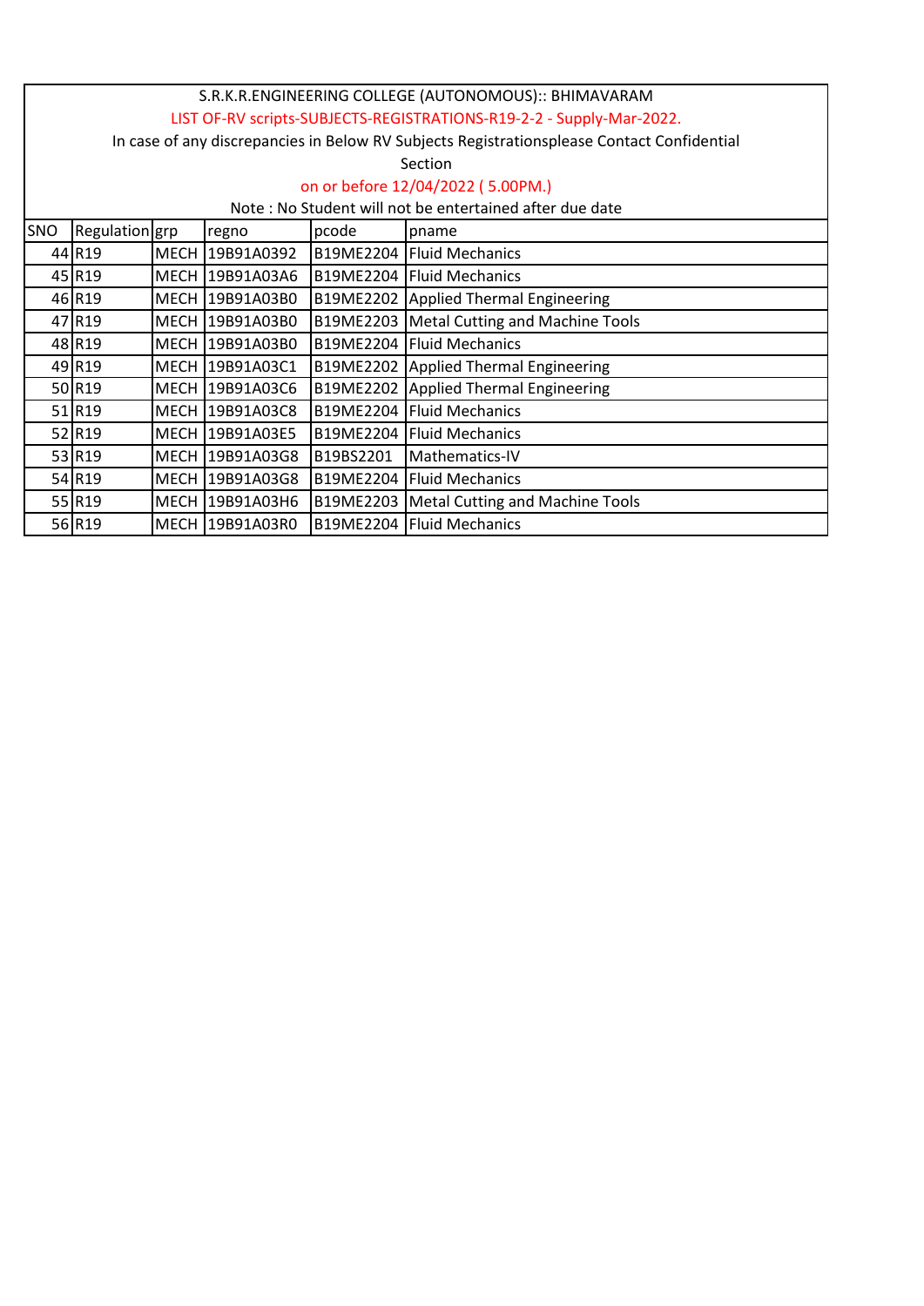S.R.K.R.ENGINEERING COLLEGE (AUTONOMOUS):: BHIMAVARAM

LIST OF-RV scripts-SUBJECTS-REGISTRATIONS-R19-2-2 - Supply-Mar-2022.

In case of any discrepancies in Below RV Subjects Registrationsplease Contact Confidential Section

on or before 12/04/2022 ( 5.00PM.)

Note : No Student will not be entertained after due date

| SNO | Regulation | grp | regno | pcode | pname |
|---|---|---|---|---|---|
| 44 | R19 | MECH | 19B91A0392 | B19ME2204 | Fluid Mechanics |
| 45 | R19 | MECH | 19B91A03A6 | B19ME2204 | Fluid Mechanics |
| 46 | R19 | MECH | 19B91A03B0 | B19ME2202 | Applied Thermal Engineering |
| 47 | R19 | MECH | 19B91A03B0 | B19ME2203 | Metal Cutting and Machine Tools |
| 48 | R19 | MECH | 19B91A03B0 | B19ME2204 | Fluid Mechanics |
| 49 | R19 | MECH | 19B91A03C1 | B19ME2202 | Applied Thermal Engineering |
| 50 | R19 | MECH | 19B91A03C6 | B19ME2202 | Applied Thermal Engineering |
| 51 | R19 | MECH | 19B91A03C8 | B19ME2204 | Fluid Mechanics |
| 52 | R19 | MECH | 19B91A03E5 | B19ME2204 | Fluid Mechanics |
| 53 | R19 | MECH | 19B91A03G8 | B19BS2201 | Mathematics-IV |
| 54 | R19 | MECH | 19B91A03G8 | B19ME2204 | Fluid Mechanics |
| 55 | R19 | MECH | 19B91A03H6 | B19ME2203 | Metal Cutting and Machine Tools |
| 56 | R19 | MECH | 19B91A03R0 | B19ME2204 | Fluid Mechanics |